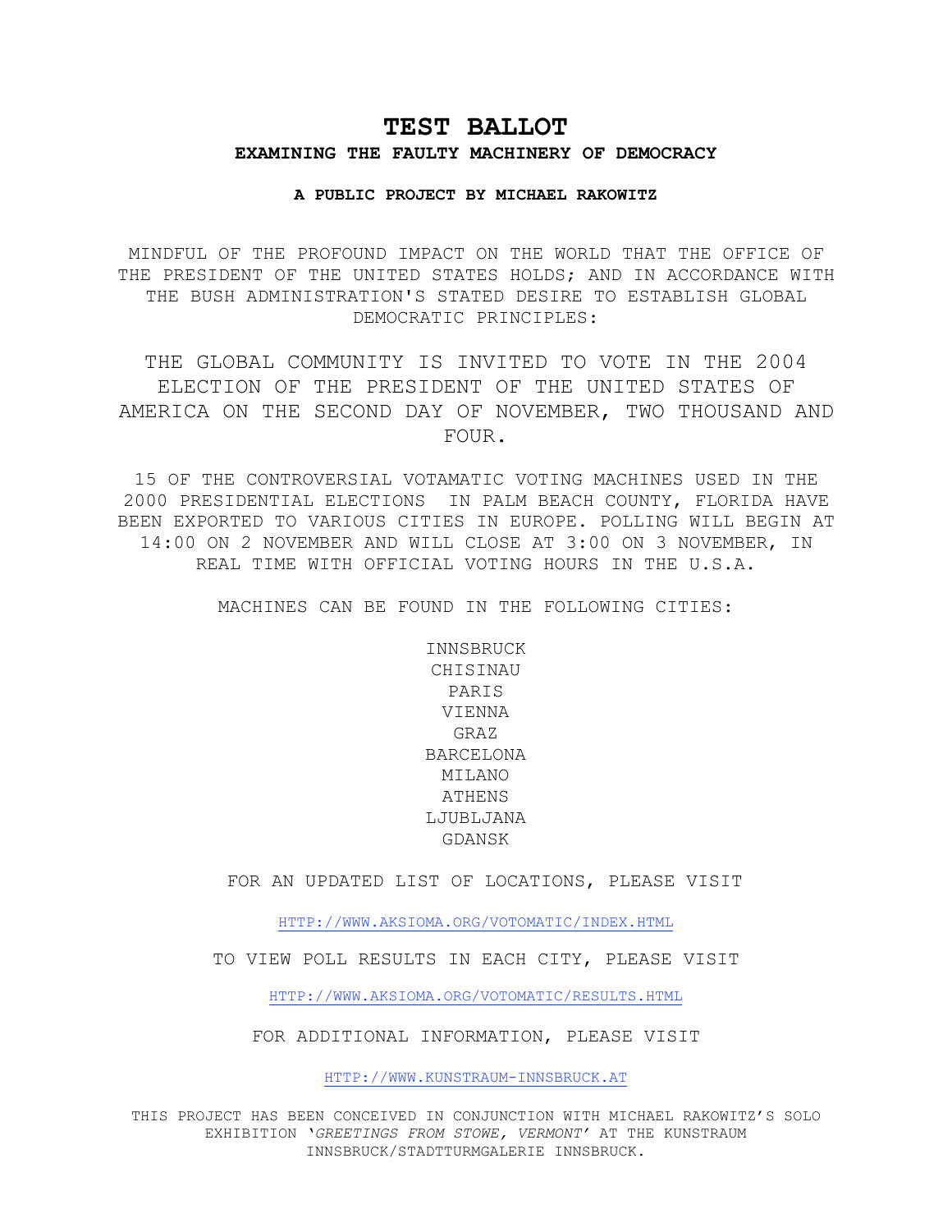# TEST BALLOT

## EXAMINING THE FAULTY MACHINERY OF DEMOCRACY

**A PUBLIC PROJECT BY MICHAEL RAKOWITZ**

MINDFUL OF THE PROFOUND IMPACT ON THE WORLD THAT THE OFFICE OF THE PRESIDENT OF THE UNITED STATES HOLDS; AND IN ACCORDANCE WITH THE BUSH ADMINISTRATION'S STATED DESIRE TO ESTABLISH GLOBAL DEMOCRATIC PRINCIPLES:

THE GLOBAL COMMUNITY IS INVITED TO VOTE IN THE 2004 ELECTION OF THE PRESIDENT OF THE UNITED STATES OF AMERICA ON THE SECOND DAY OF NOVEMBER, TWO THOUSAND AND FOUR.

15 OF THE CONTROVERSIAL VOTAMATIC VOTING MACHINES USED IN THE 2000 PRESIDENTIAL ELECTIONS IN PALM BEACH COUNTY, FLORIDA HAVE BEEN EXPORTED TO VARIOUS CITIES IN EUROPE. POLLING WILL BEGIN AT 14:00 ON 2 NOVEMBER AND WILL CLOSE AT 3:00 ON 3 NOVEMBER, IN REAL TIME WITH OFFICIAL VOTING HOURS IN THE U.S.A.

MACHINES CAN BE FOUND IN THE FOLLOWING CITIES:

INNSBRUCK
CHISINAU
PARIS
VIENNA
GRAZ
BARCELONA
MILANO
ATHENS
LJUBLJANA
GDANSK

FOR AN UPDATED LIST OF LOCATIONS, PLEASE VISIT

HTTP://WWW.AKSIOMA.ORG/VOTOMATIC/INDEX.HTML

TO VIEW POLL RESULTS IN EACH CITY, PLEASE VISIT

HTTP://WWW.AKSIOMA.ORG/VOTOMATIC/RESULTS.HTML

FOR ADDITIONAL INFORMATION, PLEASE VISIT

HTTP://WWW.KUNSTRAUM-INNSBRUCK.AT

THIS PROJECT HAS BEEN CONCEIVED IN CONJUNCTION WITH MICHAEL RAKOWITZ'S SOLO EXHIBITION '*GREETINGS FROM STOWE, VERMONT*' AT THE KUNSTRAUM INNSBRUCK/STADTTURMGALERIE INNSBRUCK.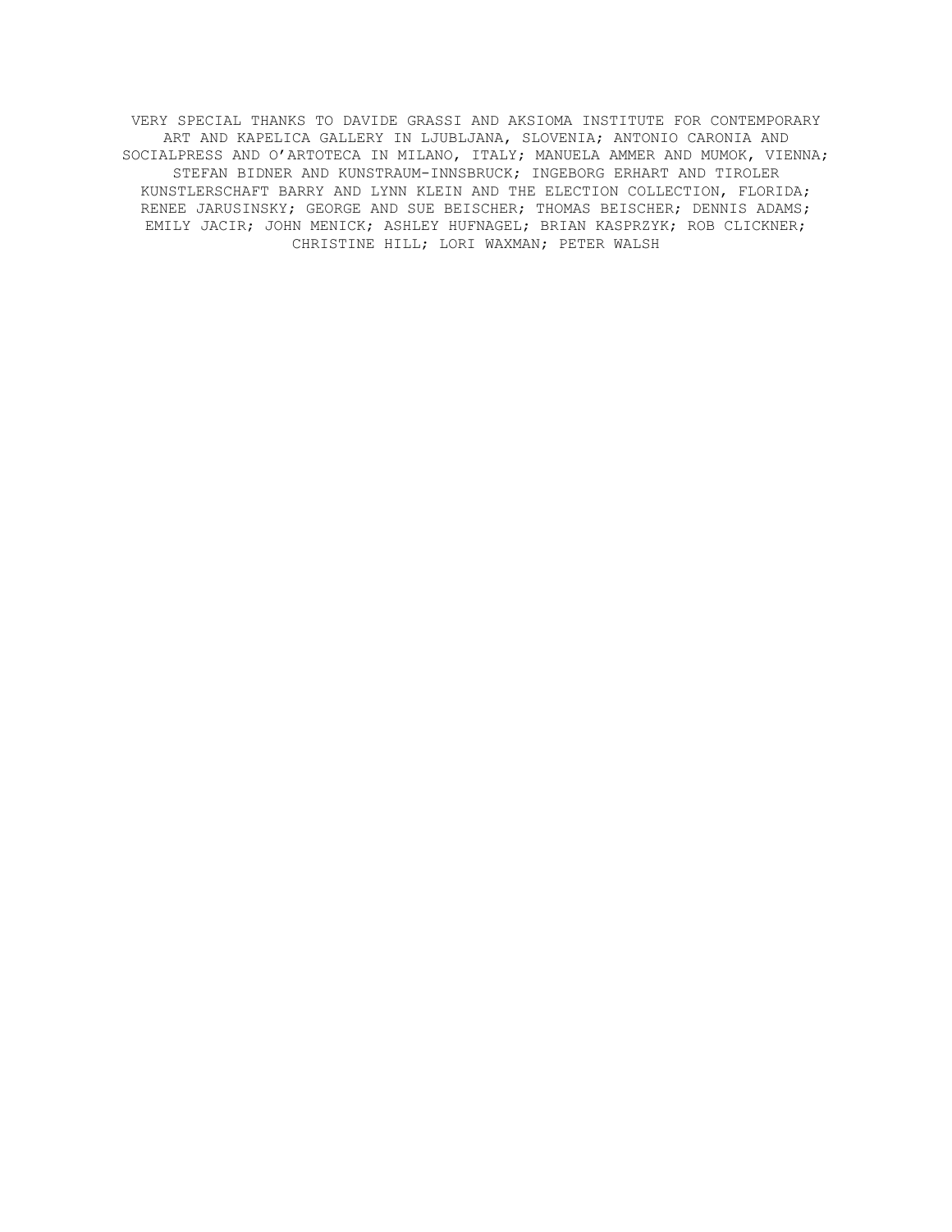VERY SPECIAL THANKS TO DAVIDE GRASSI AND AKSIOMA INSTITUTE FOR CONTEMPORARY ART AND KAPELICA GALLERY IN LJUBLJANA, SLOVENIA; ANTONIO CARONIA AND SOCIALPRESS AND O'ARTOTECA IN MILANO, ITALY; MANUELA AMMER AND MUMOK, VIENNA; STEFAN BIDNER AND KUNSTRAUM-INNSBRUCK; INGEBORG ERHART AND TIROLER KUNSTLERSCHAFT BARRY AND LYNN KLEIN AND THE ELECTION COLLECTION, FLORIDA; RENEE JARUSINSKY; GEORGE AND SUE BEISCHER; THOMAS BEISCHER; DENNIS ADAMS; EMILY JACIR; JOHN MENICK; ASHLEY HUFNAGEL; BRIAN KASPRZYK; ROB CLICKNER; CHRISTINE HILL; LORI WAXMAN; PETER WALSH